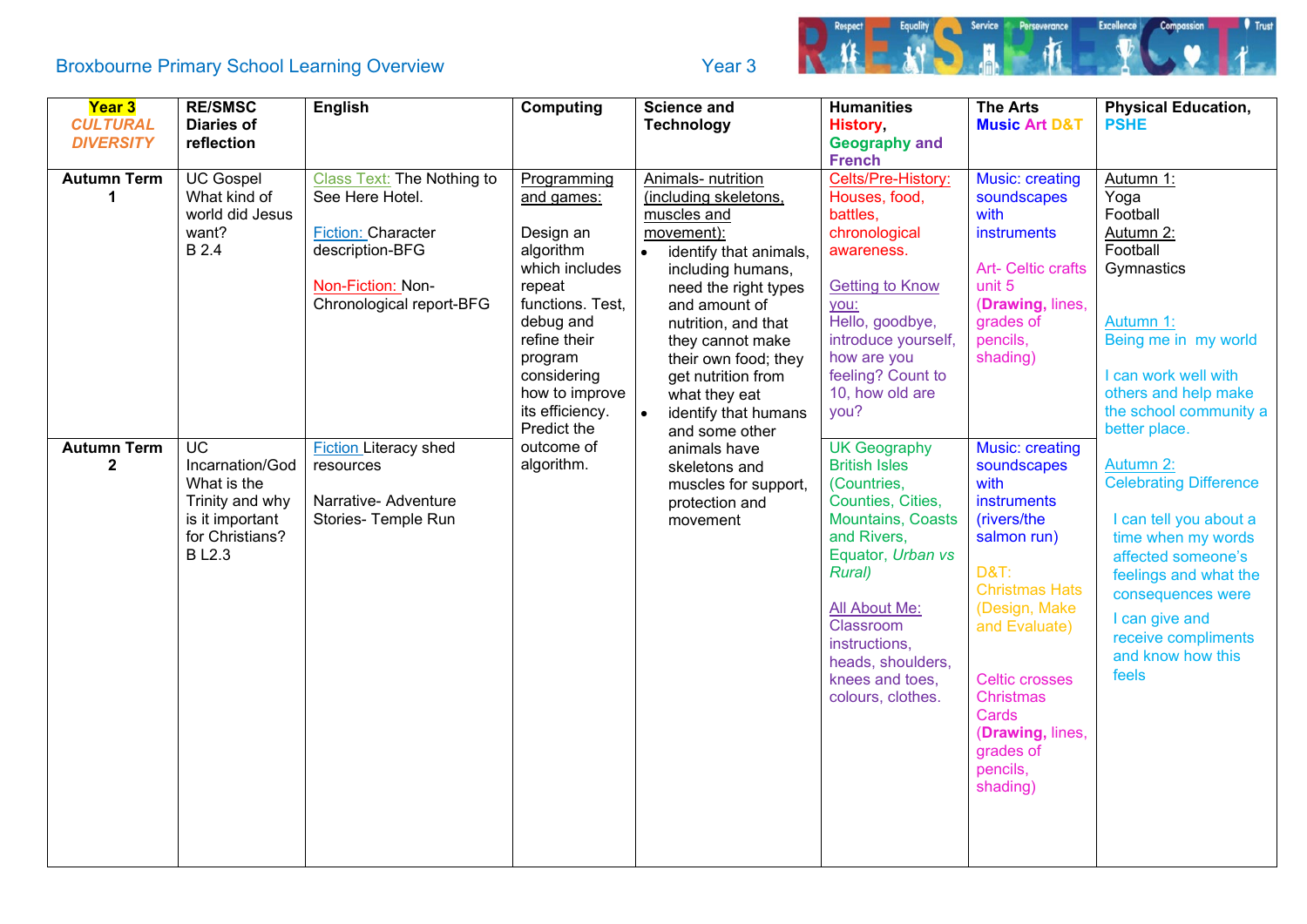# Broxbourne Primary School Learning Overview

Year 3

| Year 3 *CULTURAL DIVERSITY* | RE/SMSC Diaries of reflection | English | Computing | Science and Technology | Humanities History, Geography and French | The Arts Music Art D&T | Physical Education, PSHE |
|---|---|---|---|---|---|---|---|
| **Autumn Term 1** | UC Gospel What kind of world did Jesus want? B 2.4 | Class Text: The Nothing to See Here Hotel.<br><br>Fiction: Character description-BFG<br><br>Non-Fiction: Non-Chronological report-BFG | Programming and games:<br><br>Design an algorithm which includes repeat functions. Test, debug and refine their program considering how to improve its efficiency. Predict the outcome of algorithm. | Animals- nutrition (including skeletons, muscles and movement):<br>• identify that animals, including humans, need the right types and amount of nutrition, and that they cannot make their own food; they get nutrition from what they eat<br>• identify that humans and some other animals have skeletons and muscles for support, protection and movement | Celts/Pre-History: Houses, food, battles, chronological awareness.<br><br>Getting to Know you: Hello, goodbye, introduce yourself, how are you feeling? Count to 10, how old are you? | Music: creating soundscapes with instruments<br><br>Art- Celtic crafts unit 5 (**Drawing**, lines, grades of pencils, shading) | Autumn 1: Yoga Football<br>Autumn 2: Football Gymnastics<br><br>Autumn 1: Being me in my world<br><br>I can work well with others and help make the school community a better place.<br><br>Autumn 2: Celebrating Difference<br><br>I can tell you about a time when my words affected someone's feelings and what the consequences were<br><br>I can give and receive compliments and know how this feels |
| **Autumn Term 2** | UC Incarnation/God What is the Trinity and why is it important for Christians? B L2.3 | Fiction Literacy shed resources<br><br>Narrative- Adventure Stories- Temple Run | | | UK Geography British Isles (Countries, Counties, Cities, Mountains, Coasts and Rivers, Equator, *Urban vs Rural)*<br><br>All About Me: Classroom instructions, heads, shoulders, knees and toes, colours, clothes. | Music: creating soundscapes with instruments (rivers/the salmon run)<br><br>D&T: Christmas Hats (Design, Make and Evaluate)<br><br>Celtic crosses Christmas Cards (**Drawing**, lines, grades of pencils, shading) | |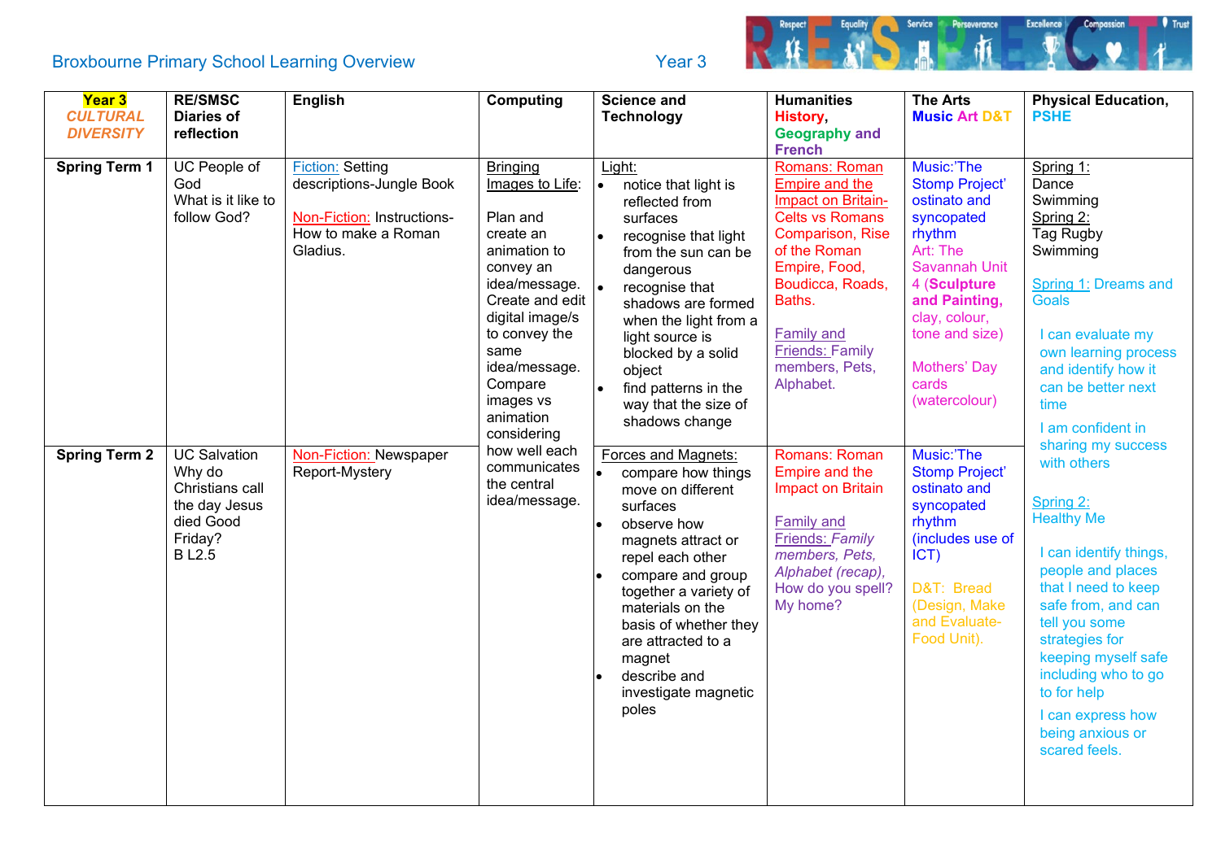Broxbourne Primary School Learning Overview Year 3

| Year 3 *CULTURAL DIVERSITY* | RE/SMSC Diaries of reflection | English | Computing | Science and Technology | Humanities History, Geography and French | The Arts Music Art D&T | Physical Education, PSHE |
|---|---|---|---|---|---|---|---|
| **Spring Term 1** | UC People of God<br>What is it like to follow God? | Fiction: Setting descriptions-Jungle Book<br><br>Non-Fiction: Instructions-How to make a Roman Gladius. | Bringing Images to Life:<br><br>Plan and create an animation to convey an idea/message. Create and edit digital image/s to convey the same idea/message. Compare images vs animation considering how well each communicates the central idea/message. | Light:<br>• notice that light is reflected from surfaces<br>• recognise that light from the sun can be dangerous<br>• recognise that shadows are formed when the light from a light source is blocked by a solid object<br>• find patterns in the way that the size of shadows change | Romans: Roman Empire and the Impact on Britain- Celts vs Romans Comparison, Rise of the Roman Empire, Food, Boudicca, Roads, Baths.<br><br>Family and Friends: Family members, Pets, Alphabet. | Music:'The Stomp Project' ostinato and syncopated rhythm<br>Art: The Savannah Unit 4 (**Sculpture and Painting,** clay, colour, tone and size)<br><br>Mothers' Day cards (watercolour) | Spring 1:<br>Dance<br>Swimming<br>Spring 2:<br>Tag Rugby<br>Swimming<br><br>Spring 1: Dreams and Goals<br><br>I can evaluate my own learning process and identify how it can be better next time<br><br>I am confident in sharing my success with others<br><br>Spring 2:<br>Healthy Me<br><br>I can identify things, people and places that I need to keep safe from, and can tell you some strategies for keeping myself safe including who to go to for help<br><br>I can express how being anxious or scared feels. |
| **Spring Term 2** | UC Salvation<br>Why do Christians call the day Jesus died Good Friday?<br>B L2.5 | Non-Fiction: Newspaper Report-Mystery | | Forces and Magnets:<br>• compare how things move on different surfaces<br>• observe how magnets attract or repel each other<br>• compare and group together a variety of materials on the basis of whether they are attracted to a magnet<br>• describe and investigate magnetic poles | Romans: Roman Empire and the Impact on Britain<br><br>Family and Friends: *Family members, Pets, Alphabet (recap),* How do you spell? My home? | Music:'The Stomp Project' ostinato and syncopated rhythm (includes use of ICT)<br><br>D&T: Bread (Design, Make and Evaluate-Food Unit). | |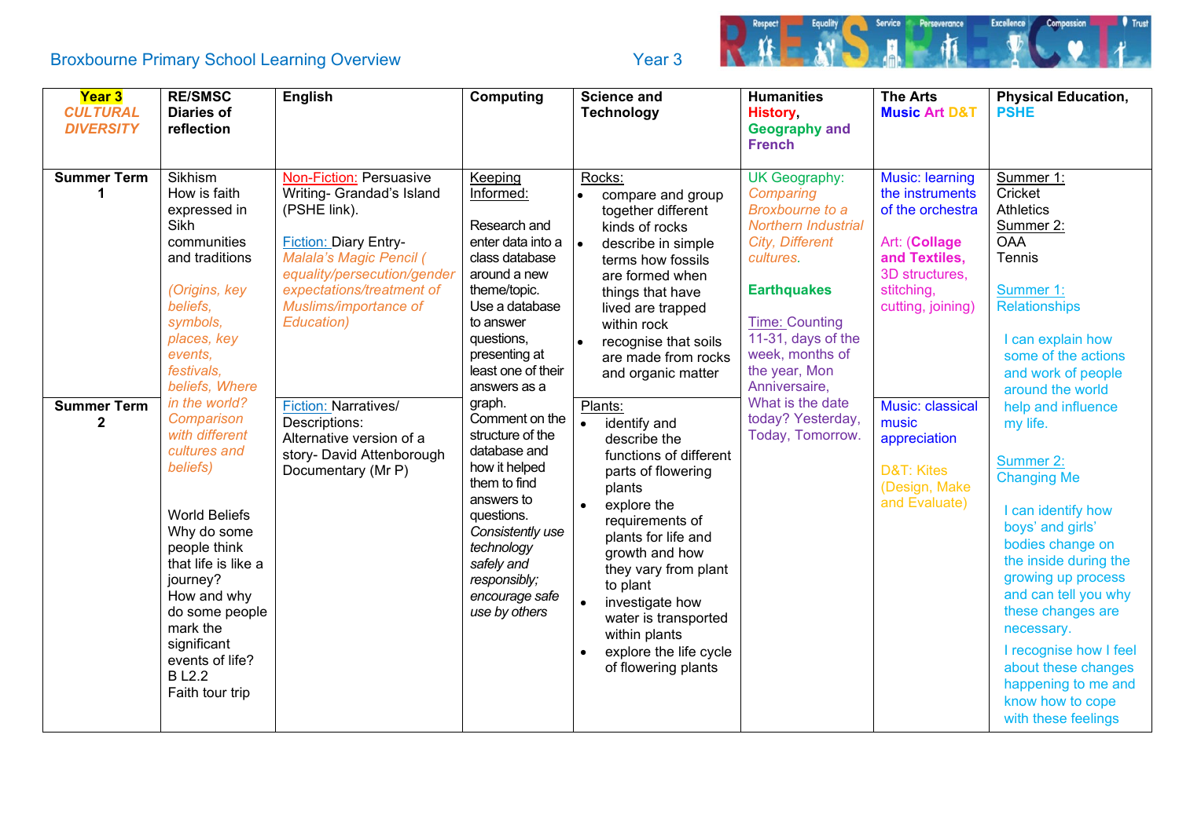Broxbourne Primary School Learning Overview Year 3

| Year 3 *CULTURAL DIVERSITY* | RE/SMSC Diaries of reflection | English | Computing | Science and Technology | Humanities History, Geography and French | The Arts Music Art D&T | Physical Education, PSHE |
|---|---|---|---|---|---|---|---|
| **Summer Term 1** | Sikhism<br>How is faith expressed in Sikh communities and traditions<br><br>*(Origins, key beliefs, symbols, places, key events, festivals, beliefs, Where in the world? Comparison with different cultures and beliefs)*<br><br>World Beliefs<br>Why do some people think that life is like a journey?<br>How and why do some people mark the significant events of life?<br>B L2.2<br>Faith tour trip | Non-Fiction: Persuasive Writing- Grandad's Island (PSHE link).<br><br>Fiction: Diary Entry- *Malala's Magic Pencil ( equality/persecution/gender expectations/treatment of Muslims/importance of Education)* | Keeping Informed:<br><br>Research and enter data into a class database around a new theme/topic.<br>Use a database to answer questions, presenting at least one of their answers as a graph.<br>Comment on the structure of the database and how it helped them to find answers to questions.<br>*Consistently use technology safely and responsibly; encourage safe use by others* | Rocks:<br>• compare and group together different kinds of rocks<br>• describe in simple terms how fossils are formed when things that have lived are trapped within rock<br>• recognise that soils are made from rocks and organic matter | UK Geography: *Comparing Broxbourne to a Northern Industrial City, Different cultures.*<br><br>**Earthquakes**<br><br>Time: Counting 11-31, days of the week, months of the year, Mon Anniversaire, What is the date today? Yesterday, Today, Tomorrow. | Music: learning the instruments of the orchestra<br><br>Art: (**Collage and Textiles,** 3D structures, stitching, cutting, joining) | Summer 1:<br>Cricket<br>Athletics<br>Summer 2:<br>OAA<br>Tennis<br><br>Summer 1:<br>Relationships<br><br>I can explain how some of the actions and work of people around the world help and influence my life.<br><br>Summer 2:<br>Changing Me<br><br>I can identify how boys' and girls' bodies change on the inside during the growing up process and can tell you why these changes are necessary.<br><br>I recognise how I feel about these changes happening to me and know how to cope with these feelings |
| **Summer Term 2** | | Fiction: Narratives/ Descriptions:<br>Alternative version of a story- David Attenborough Documentary (Mr P) | | Plants:<br>• identify and describe the functions of different parts of flowering plants<br>• explore the requirements of plants for life and growth and how they vary from plant to plant<br>• investigate how water is transported within plants<br>• explore the life cycle of flowering plants | | Music: classical music appreciation<br><br>D&T: Kites (Design, Make and Evaluate) | |